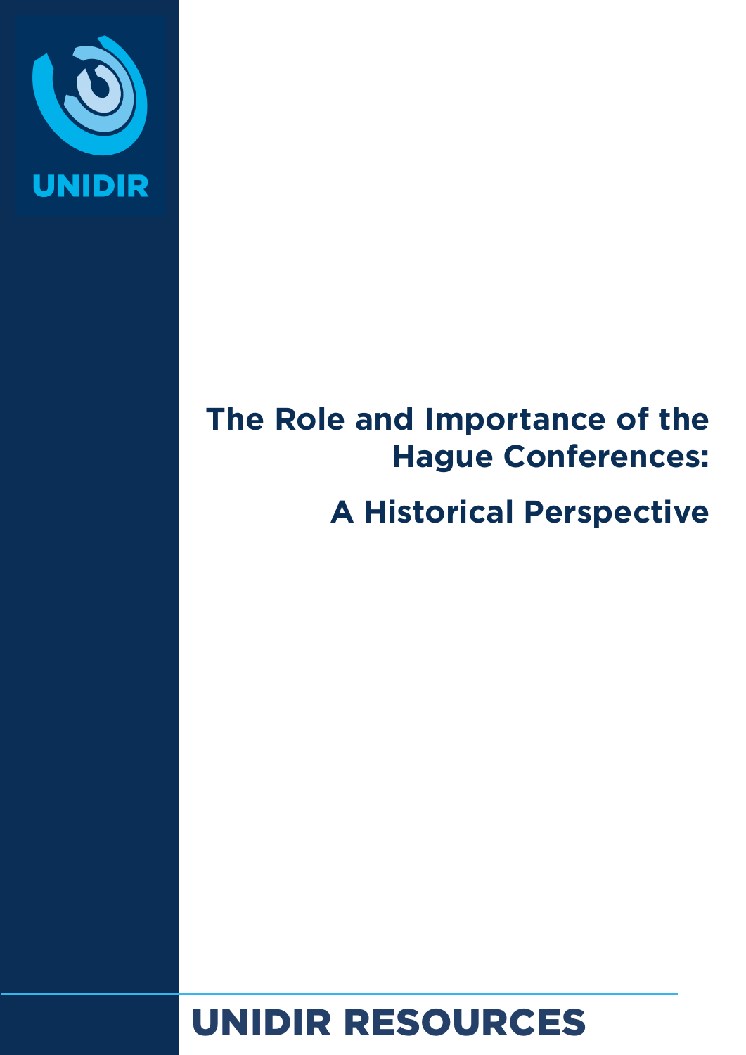UNIDIR

# The Role and Importance of the Hague Conferences:

# A Historical Perspective

UNIDIR RESOURCES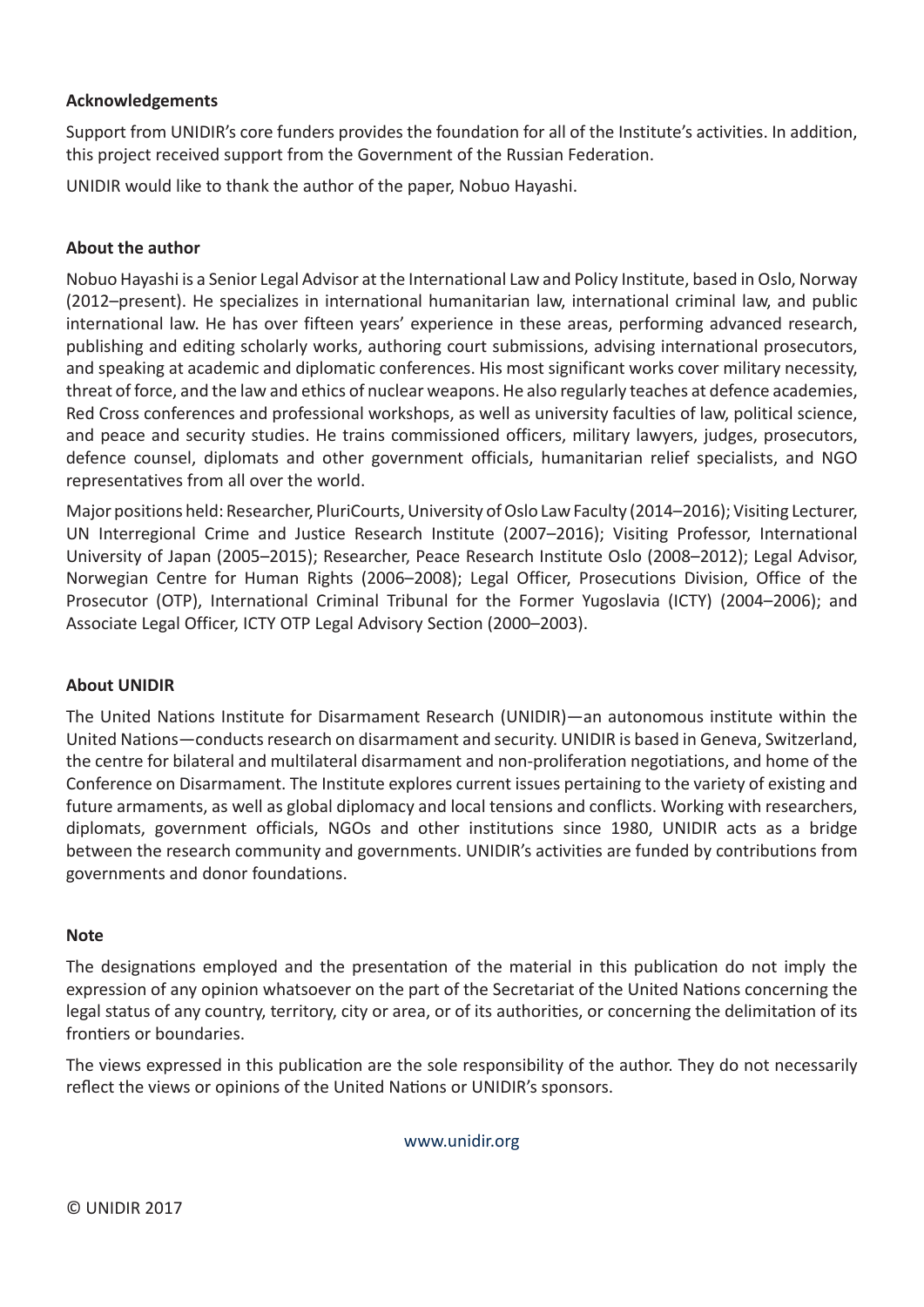**Acknowledgements**

Support from UNIDIR's core funders provides the foundation for all of the Institute's activities. In addition, this project received support from the Government of the Russian Federation.

UNIDIR would like to thank the author of the paper, Nobuo Hayashi.

**About the author**

Nobuo Hayashi is a Senior Legal Advisor at the International Law and Policy Institute, based in Oslo, Norway (2012–present). He specializes in international humanitarian law, international criminal law, and public international law. He has over fifteen years' experience in these areas, performing advanced research, publishing and editing scholarly works, authoring court submissions, advising international prosecutors, and speaking at academic and diplomatic conferences. His most significant works cover military necessity, threat of force, and the law and ethics of nuclear weapons. He also regularly teaches at defence academies, Red Cross conferences and professional workshops, as well as university faculties of law, political science, and peace and security studies. He trains commissioned officers, military lawyers, judges, prosecutors, defence counsel, diplomats and other government officials, humanitarian relief specialists, and NGO representatives from all over the world.

Major positions held: Researcher, PluriCourts, University of Oslo Law Faculty (2014–2016); Visiting Lecturer, UN Interregional Crime and Justice Research Institute (2007–2016); Visiting Professor, International University of Japan (2005–2015); Researcher, Peace Research Institute Oslo (2008–2012); Legal Advisor, Norwegian Centre for Human Rights (2006–2008); Legal Officer, Prosecutions Division, Office of the Prosecutor (OTP), International Criminal Tribunal for the Former Yugoslavia (ICTY) (2004–2006); and Associate Legal Officer, ICTY OTP Legal Advisory Section (2000–2003).

**About UNIDIR**

The United Nations Institute for Disarmament Research (UNIDIR)—an autonomous institute within the United Nations—conducts research on disarmament and security. UNIDIR is based in Geneva, Switzerland, the centre for bilateral and multilateral disarmament and non-proliferation negotiations, and home of the Conference on Disarmament. The Institute explores current issues pertaining to the variety of existing and future armaments, as well as global diplomacy and local tensions and conflicts. Working with researchers, diplomats, government officials, NGOs and other institutions since 1980, UNIDIR acts as a bridge between the research community and governments. UNIDIR's activities are funded by contributions from governments and donor foundations.

**Note**

The designations employed and the presentation of the material in this publication do not imply the expression of any opinion whatsoever on the part of the Secretariat of the United Nations concerning the legal status of any country, territory, city or area, or of its authorities, or concerning the delimitation of its frontiers or boundaries.

The views expressed in this publication are the sole responsibility of the author. They do not necessarily reflect the views or opinions of the United Nations or UNIDIR's sponsors.

www.unidir.org

© UNIDIR 2017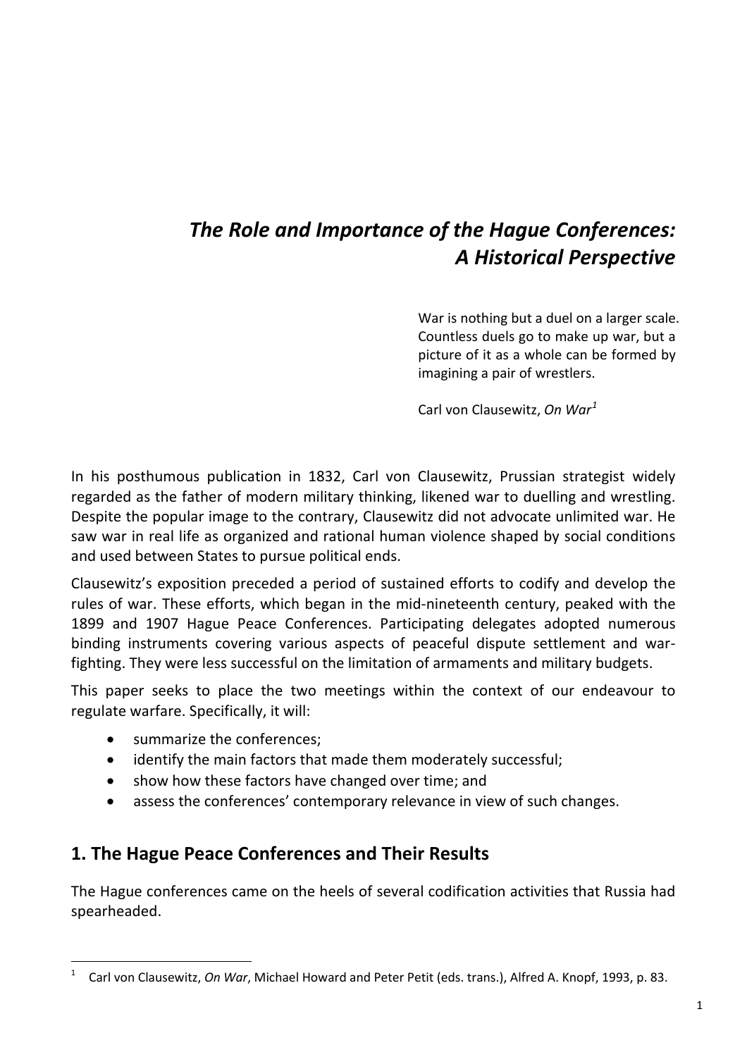# *The Role and Importance of the Hague Conferences: A Historical Perspective*

> War is nothing but a duel on a larger scale. Countless duels go to make up war, but a picture of it as a whole can be formed by imagining a pair of wrestlers.
>
> Carl von Clausewitz, *On War*[1]

In his posthumous publication in 1832, Carl von Clausewitz, Prussian strategist widely regarded as the father of modern military thinking, likened war to duelling and wrestling. Despite the popular image to the contrary, Clausewitz did not advocate unlimited war. He saw war in real life as organized and rational human violence shaped by social conditions and used between States to pursue political ends.

Clausewitz's exposition preceded a period of sustained efforts to codify and develop the rules of war. These efforts, which began in the mid-nineteenth century, peaked with the 1899 and 1907 Hague Peace Conferences. Participating delegates adopted numerous binding instruments covering various aspects of peaceful dispute settlement and war-fighting. They were less successful on the limitation of armaments and military budgets.

This paper seeks to place the two meetings within the context of our endeavour to regulate warfare. Specifically, it will:

- summarize the conferences;
- identify the main factors that made them moderately successful;
- show how these factors have changed over time; and
- assess the conferences' contemporary relevance in view of such changes.

## 1. The Hague Peace Conferences and Their Results

The Hague conferences came on the heels of several codification activities that Russia had spearheaded.

---

[1] Carl von Clausewitz, *On War*, Michael Howard and Peter Petit (eds. trans.), Alfred A. Knopf, 1993, p. 83.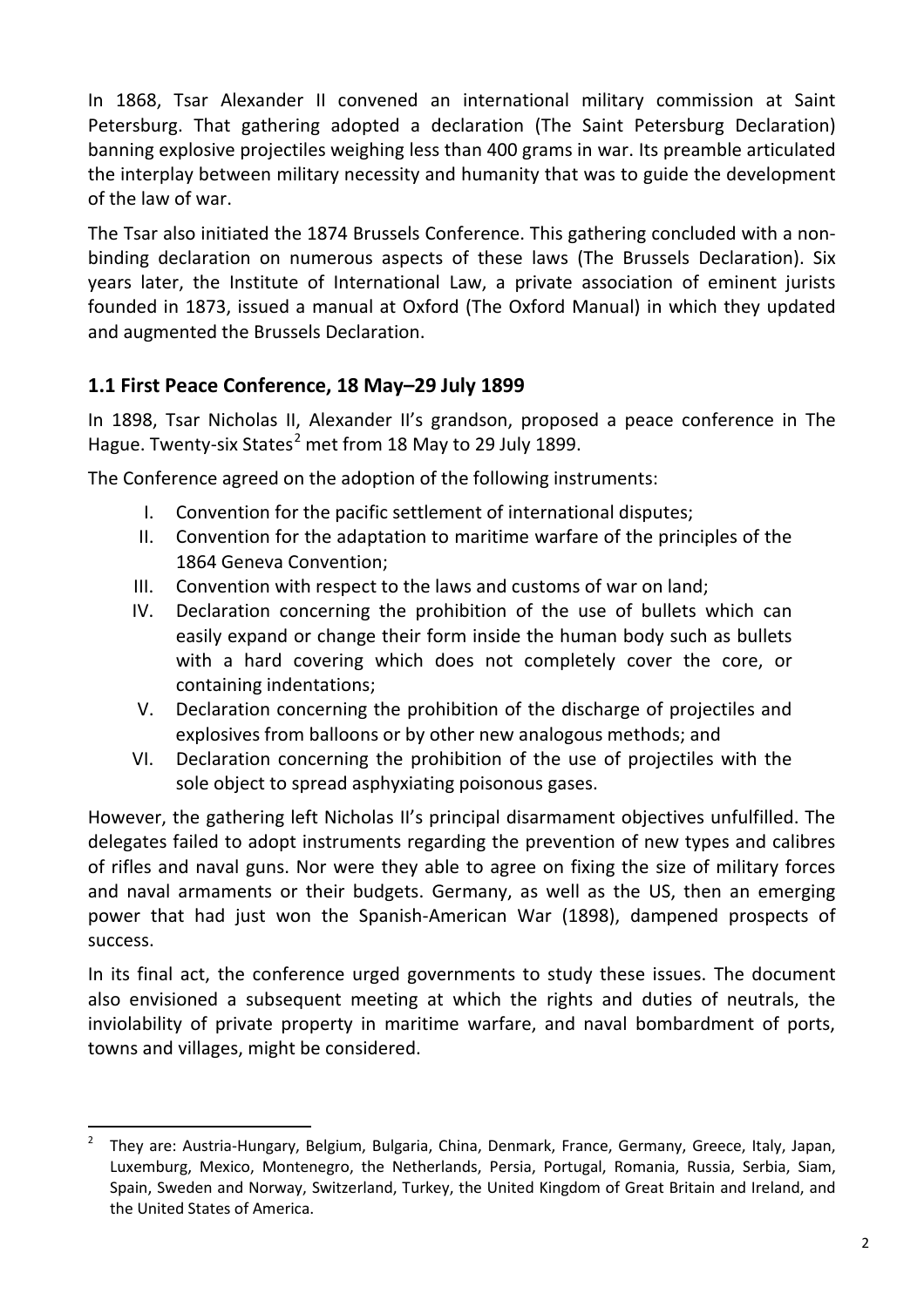In 1868, Tsar Alexander II convened an international military commission at Saint Petersburg. That gathering adopted a declaration (The Saint Petersburg Declaration) banning explosive projectiles weighing less than 400 grams in war. Its preamble articulated the interplay between military necessity and humanity that was to guide the development of the law of war.

The Tsar also initiated the 1874 Brussels Conference. This gathering concluded with a non-binding declaration on numerous aspects of these laws (The Brussels Declaration). Six years later, the Institute of International Law, a private association of eminent jurists founded in 1873, issued a manual at Oxford (The Oxford Manual) in which they updated and augmented the Brussels Declaration.

### 1.1 First Peace Conference, 18 May–29 July 1899

In 1898, Tsar Nicholas II, Alexander II's grandson, proposed a peace conference in The Hague. Twenty-six States[2] met from 18 May to 29 July 1899.

The Conference agreed on the adoption of the following instruments:

I. Convention for the pacific settlement of international disputes;
II. Convention for the adaptation to maritime warfare of the principles of the 1864 Geneva Convention;
III. Convention with respect to the laws and customs of war on land;
IV. Declaration concerning the prohibition of the use of bullets which can easily expand or change their form inside the human body such as bullets with a hard covering which does not completely cover the core, or containing indentations;
V. Declaration concerning the prohibition of the discharge of projectiles and explosives from balloons or by other new analogous methods; and
VI. Declaration concerning the prohibition of the use of projectiles with the sole object to spread asphyxiating poisonous gases.

However, the gathering left Nicholas II's principal disarmament objectives unfulfilled. The delegates failed to adopt instruments regarding the prevention of new types and calibres of rifles and naval guns. Nor were they able to agree on fixing the size of military forces and naval armaments or their budgets. Germany, as well as the US, then an emerging power that had just won the Spanish-American War (1898), dampened prospects of success.

In its final act, the conference urged governments to study these issues. The document also envisioned a subsequent meeting at which the rights and duties of neutrals, the inviolability of private property in maritime warfare, and naval bombardment of ports, towns and villages, might be considered.

---

[2] They are: Austria-Hungary, Belgium, Bulgaria, China, Denmark, France, Germany, Greece, Italy, Japan, Luxemburg, Mexico, Montenegro, the Netherlands, Persia, Portugal, Romania, Russia, Serbia, Siam, Spain, Sweden and Norway, Switzerland, Turkey, the United Kingdom of Great Britain and Ireland, and the United States of America.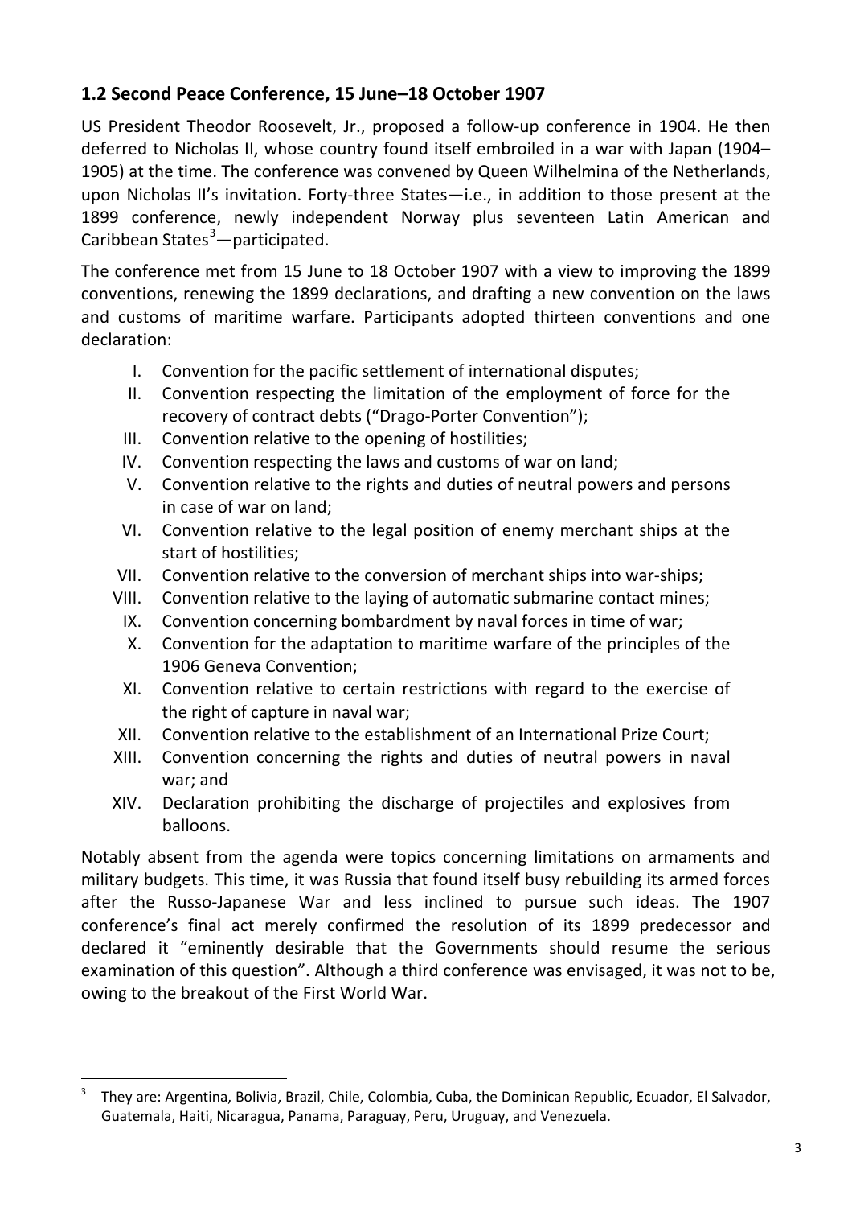## 1.2 Second Peace Conference, 15 June–18 October 1907

US President Theodor Roosevelt, Jr., proposed a follow-up conference in 1904. He then deferred to Nicholas II, whose country found itself embroiled in a war with Japan (1904–1905) at the time. The conference was convened by Queen Wilhelmina of the Netherlands, upon Nicholas II's invitation. Forty-three States—i.e., in addition to those present at the 1899 conference, newly independent Norway plus seventeen Latin American and Caribbean States[3]—participated.

The conference met from 15 June to 18 October 1907 with a view to improving the 1899 conventions, renewing the 1899 declarations, and drafting a new convention on the laws and customs of maritime warfare. Participants adopted thirteen conventions and one declaration:

I. Convention for the pacific settlement of international disputes;
II. Convention respecting the limitation of the employment of force for the recovery of contract debts ("Drago-Porter Convention");
III. Convention relative to the opening of hostilities;
IV. Convention respecting the laws and customs of war on land;
V. Convention relative to the rights and duties of neutral powers and persons in case of war on land;
VI. Convention relative to the legal position of enemy merchant ships at the start of hostilities;
VII. Convention relative to the conversion of merchant ships into war-ships;
VIII. Convention relative to the laying of automatic submarine contact mines;
IX. Convention concerning bombardment by naval forces in time of war;
X. Convention for the adaptation to maritime warfare of the principles of the 1906 Geneva Convention;
XI. Convention relative to certain restrictions with regard to the exercise of the right of capture in naval war;
XII. Convention relative to the establishment of an International Prize Court;
XIII. Convention concerning the rights and duties of neutral powers in naval war; and
XIV. Declaration prohibiting the discharge of projectiles and explosives from balloons.

Notably absent from the agenda were topics concerning limitations on armaments and military budgets. This time, it was Russia that found itself busy rebuilding its armed forces after the Russo-Japanese War and less inclined to pursue such ideas. The 1907 conference's final act merely confirmed the resolution of its 1899 predecessor and declared it "eminently desirable that the Governments should resume the serious examination of this question". Although a third conference was envisaged, it was not to be, owing to the breakout of the First World War.

[3] They are: Argentina, Bolivia, Brazil, Chile, Colombia, Cuba, the Dominican Republic, Ecuador, El Salvador, Guatemala, Haiti, Nicaragua, Panama, Paraguay, Peru, Uruguay, and Venezuela.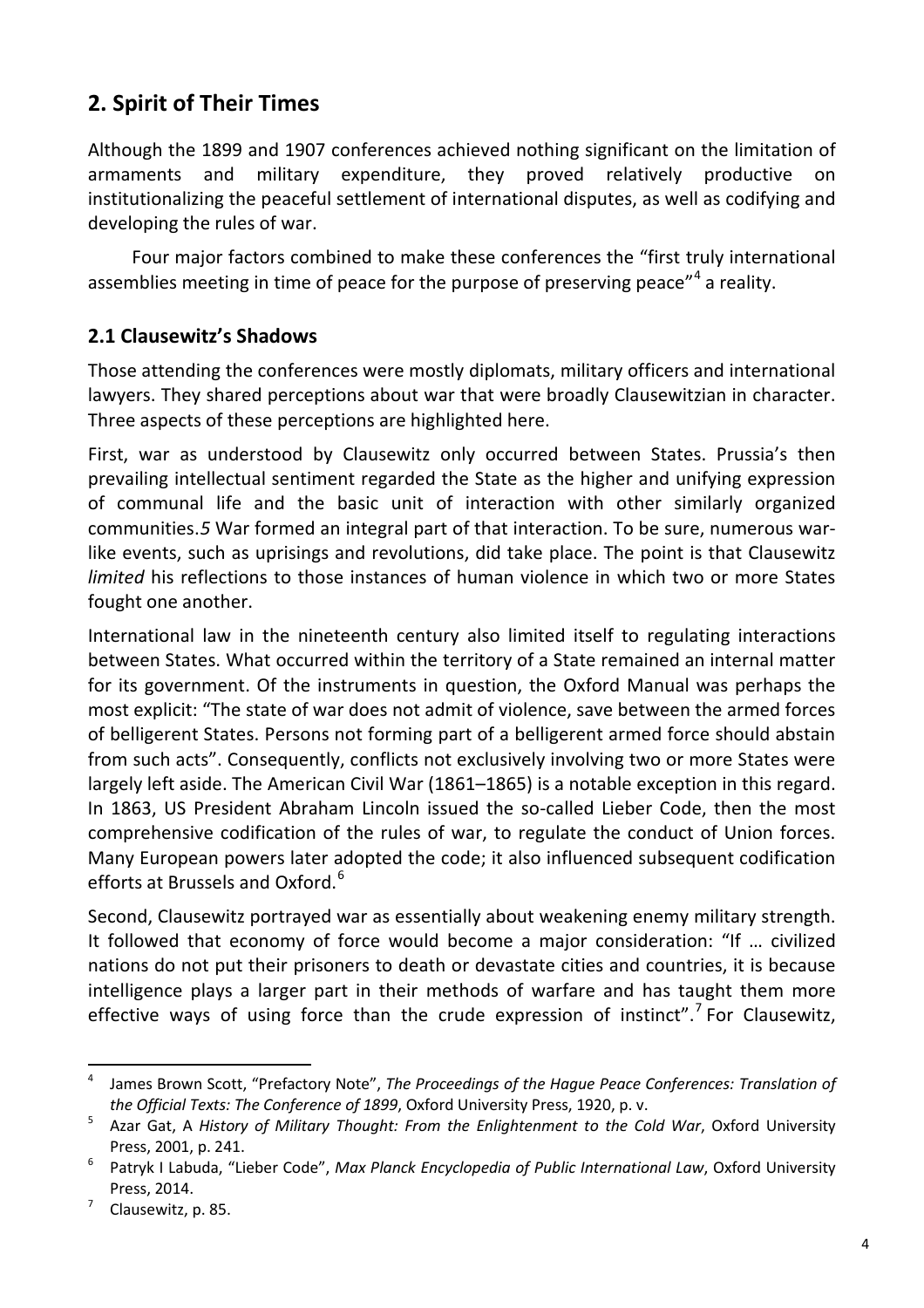## 2. Spirit of Their Times

Although the 1899 and 1907 conferences achieved nothing significant on the limitation of armaments and military expenditure, they proved relatively productive on institutionalizing the peaceful settlement of international disputes, as well as codifying and developing the rules of war.

Four major factors combined to make these conferences the "first truly international assemblies meeting in time of peace for the purpose of preserving peace"[4] a reality.

### 2.1 Clausewitz's Shadows

Those attending the conferences were mostly diplomats, military officers and international lawyers. They shared perceptions about war that were broadly Clausewitzian in character. Three aspects of these perceptions are highlighted here.

First, war as understood by Clausewitz only occurred between States. Prussia's then prevailing intellectual sentiment regarded the State as the higher and unifying expression of communal life and the basic unit of interaction with other similarly organized communities.[5] War formed an integral part of that interaction. To be sure, numerous war-like events, such as uprisings and revolutions, did take place. The point is that Clausewitz *limited* his reflections to those instances of human violence in which two or more States fought one another.

International law in the nineteenth century also limited itself to regulating interactions between States. What occurred within the territory of a State remained an internal matter for its government. Of the instruments in question, the Oxford Manual was perhaps the most explicit: "The state of war does not admit of violence, save between the armed forces of belligerent States. Persons not forming part of a belligerent armed force should abstain from such acts". Consequently, conflicts not exclusively involving two or more States were largely left aside. The American Civil War (1861–1865) is a notable exception in this regard. In 1863, US President Abraham Lincoln issued the so-called Lieber Code, then the most comprehensive codification of the rules of war, to regulate the conduct of Union forces. Many European powers later adopted the code; it also influenced subsequent codification efforts at Brussels and Oxford.[6]

Second, Clausewitz portrayed war as essentially about weakening enemy military strength. It followed that economy of force would become a major consideration: "If … civilized nations do not put their prisoners to death or devastate cities and countries, it is because intelligence plays a larger part in their methods of warfare and has taught them more effective ways of using force than the crude expression of instinct".[7] For Clausewitz,

---

[4] James Brown Scott, "Prefactory Note", *The Proceedings of the Hague Peace Conferences: Translation of the Official Texts: The Conference of 1899*, Oxford University Press, 1920, p. v.

[5] Azar Gat, A *History of Military Thought: From the Enlightenment to the Cold War*, Oxford University Press, 2001, p. 241.

[6] Patryk I Labuda, "Lieber Code", *Max Planck Encyclopedia of Public International Law*, Oxford University Press, 2014.

[7] Clausewitz, p. 85.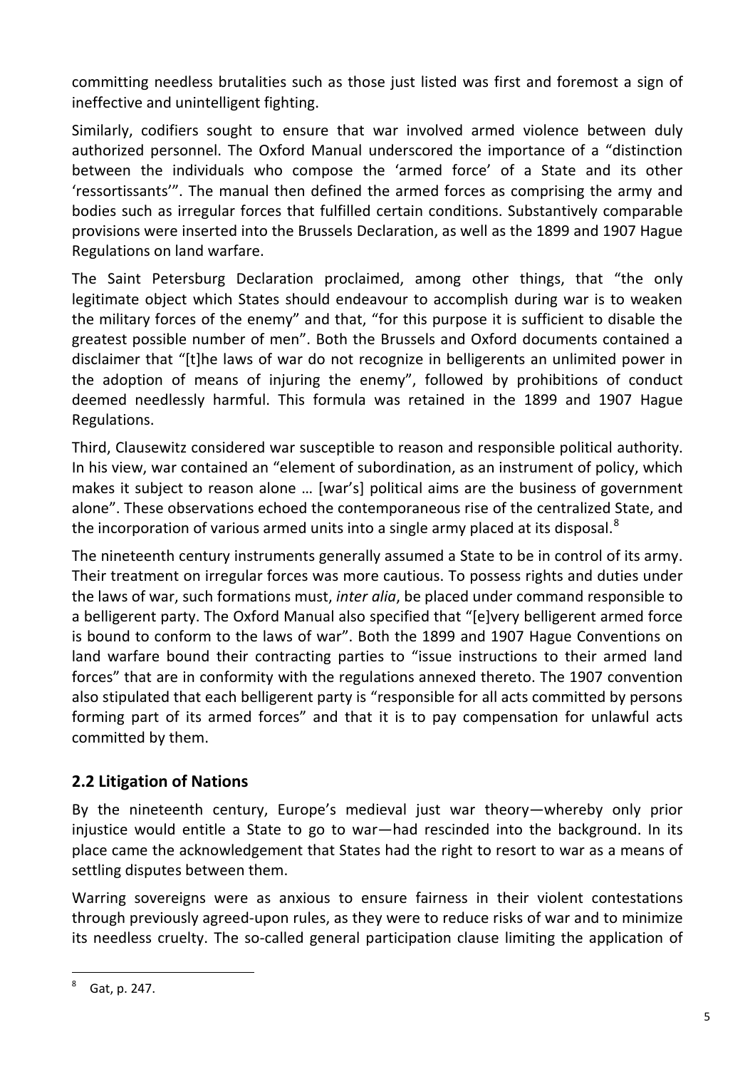committing needless brutalities such as those just listed was first and foremost a sign of ineffective and unintelligent fighting.

Similarly, codifiers sought to ensure that war involved armed violence between duly authorized personnel. The Oxford Manual underscored the importance of a "distinction between the individuals who compose the 'armed force' of a State and its other 'ressortissants'". The manual then defined the armed forces as comprising the army and bodies such as irregular forces that fulfilled certain conditions. Substantively comparable provisions were inserted into the Brussels Declaration, as well as the 1899 and 1907 Hague Regulations on land warfare.

The Saint Petersburg Declaration proclaimed, among other things, that "the only legitimate object which States should endeavour to accomplish during war is to weaken the military forces of the enemy" and that, "for this purpose it is sufficient to disable the greatest possible number of men". Both the Brussels and Oxford documents contained a disclaimer that "[t]he laws of war do not recognize in belligerents an unlimited power in the adoption of means of injuring the enemy", followed by prohibitions of conduct deemed needlessly harmful. This formula was retained in the 1899 and 1907 Hague Regulations.

Third, Clausewitz considered war susceptible to reason and responsible political authority. In his view, war contained an "element of subordination, as an instrument of policy, which makes it subject to reason alone … [war's] political aims are the business of government alone". These observations echoed the contemporaneous rise of the centralized State, and the incorporation of various armed units into a single army placed at its disposal.[8]

The nineteenth century instruments generally assumed a State to be in control of its army. Their treatment on irregular forces was more cautious. To possess rights and duties under the laws of war, such formations must, *inter alia*, be placed under command responsible to a belligerent party. The Oxford Manual also specified that "[e]very belligerent armed force is bound to conform to the laws of war". Both the 1899 and 1907 Hague Conventions on land warfare bound their contracting parties to "issue instructions to their armed land forces" that are in conformity with the regulations annexed thereto. The 1907 convention also stipulated that each belligerent party is "responsible for all acts committed by persons forming part of its armed forces" and that it is to pay compensation for unlawful acts committed by them.

## 2.2 Litigation of Nations

By the nineteenth century, Europe's medieval just war theory—whereby only prior injustice would entitle a State to go to war—had rescinded into the background. In its place came the acknowledgement that States had the right to resort to war as a means of settling disputes between them.

Warring sovereigns were as anxious to ensure fairness in their violent contestations through previously agreed-upon rules, as they were to reduce risks of war and to minimize its needless cruelty. The so-called general participation clause limiting the application of

[8] Gat, p. 247.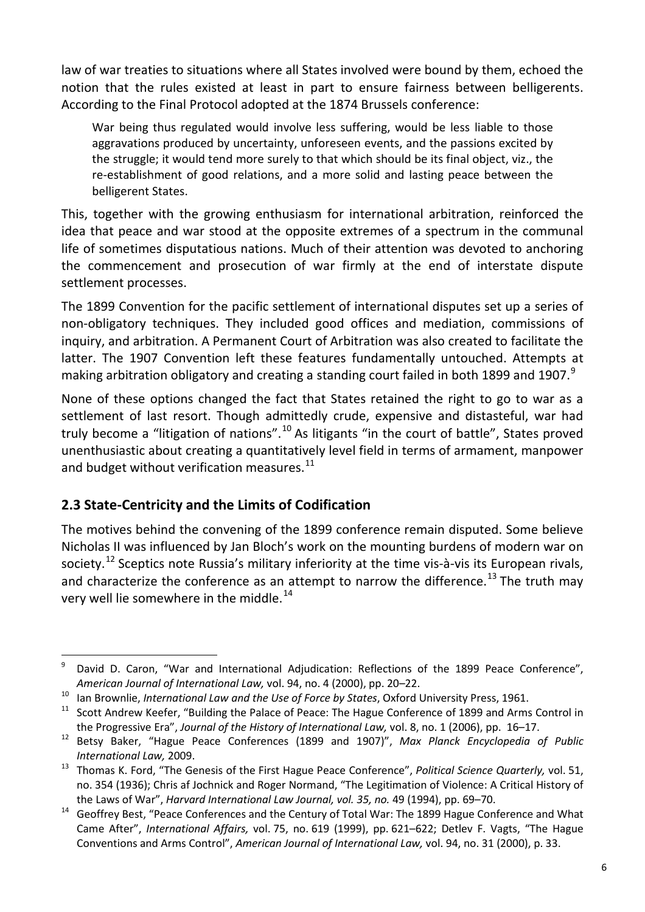law of war treaties to situations where all States involved were bound by them, echoed the notion that the rules existed at least in part to ensure fairness between belligerents. According to the Final Protocol adopted at the 1874 Brussels conference:

> War being thus regulated would involve less suffering, would be less liable to those aggravations produced by uncertainty, unforeseen events, and the passions excited by the struggle; it would tend more surely to that which should be its final object, viz., the re-establishment of good relations, and a more solid and lasting peace between the belligerent States.

This, together with the growing enthusiasm for international arbitration, reinforced the idea that peace and war stood at the opposite extremes of a spectrum in the communal life of sometimes disputatious nations. Much of their attention was devoted to anchoring the commencement and prosecution of war firmly at the end of interstate dispute settlement processes.

The 1899 Convention for the pacific settlement of international disputes set up a series of non-obligatory techniques. They included good offices and mediation, commissions of inquiry, and arbitration. A Permanent Court of Arbitration was also created to facilitate the latter. The 1907 Convention left these features fundamentally untouched. Attempts at making arbitration obligatory and creating a standing court failed in both 1899 and 1907.[9]

None of these options changed the fact that States retained the right to go to war as a settlement of last resort. Though admittedly crude, expensive and distasteful, war had truly become a "litigation of nations".[10] As litigants "in the court of battle", States proved unenthusiastic about creating a quantitatively level field in terms of armament, manpower and budget without verification measures.[11]

## 2.3 State-Centricity and the Limits of Codification

The motives behind the convening of the 1899 conference remain disputed. Some believe Nicholas II was influenced by Jan Bloch's work on the mounting burdens of modern war on society.[12] Sceptics note Russia's military inferiority at the time vis-à-vis its European rivals, and characterize the conference as an attempt to narrow the difference.[13] The truth may very well lie somewhere in the middle.[14]

---

[9] David D. Caron, "War and International Adjudication: Reflections of the 1899 Peace Conference", *American Journal of International Law,* vol. 94, no. 4 (2000), pp. 20–22.

[10] Ian Brownlie, *International Law and the Use of Force by States*, Oxford University Press, 1961.

[11] Scott Andrew Keefer, "Building the Palace of Peace: The Hague Conference of 1899 and Arms Control in the Progressive Era", *Journal of the History of International Law,* vol. 8, no. 1 (2006), pp. 16–17.

[12] Betsy Baker, "Hague Peace Conferences (1899 and 1907)", *Max Planck Encyclopedia of Public International Law,* 2009.

[13] Thomas K. Ford, "The Genesis of the First Hague Peace Conference", *Political Science Quarterly,* vol. 51, no. 354 (1936); Chris af Jochnick and Roger Normand, "The Legitimation of Violence: A Critical History of the Laws of War", *Harvard International Law Journal, vol. 35, no.* 49 (1994), pp. 69–70.

[14] Geoffrey Best, "Peace Conferences and the Century of Total War: The 1899 Hague Conference and What Came After", *International Affairs,* vol. 75, no. 619 (1999), pp. 621–622; Detlev F. Vagts, "The Hague Conventions and Arms Control", *American Journal of International Law,* vol. 94, no. 31 (2000), p. 33.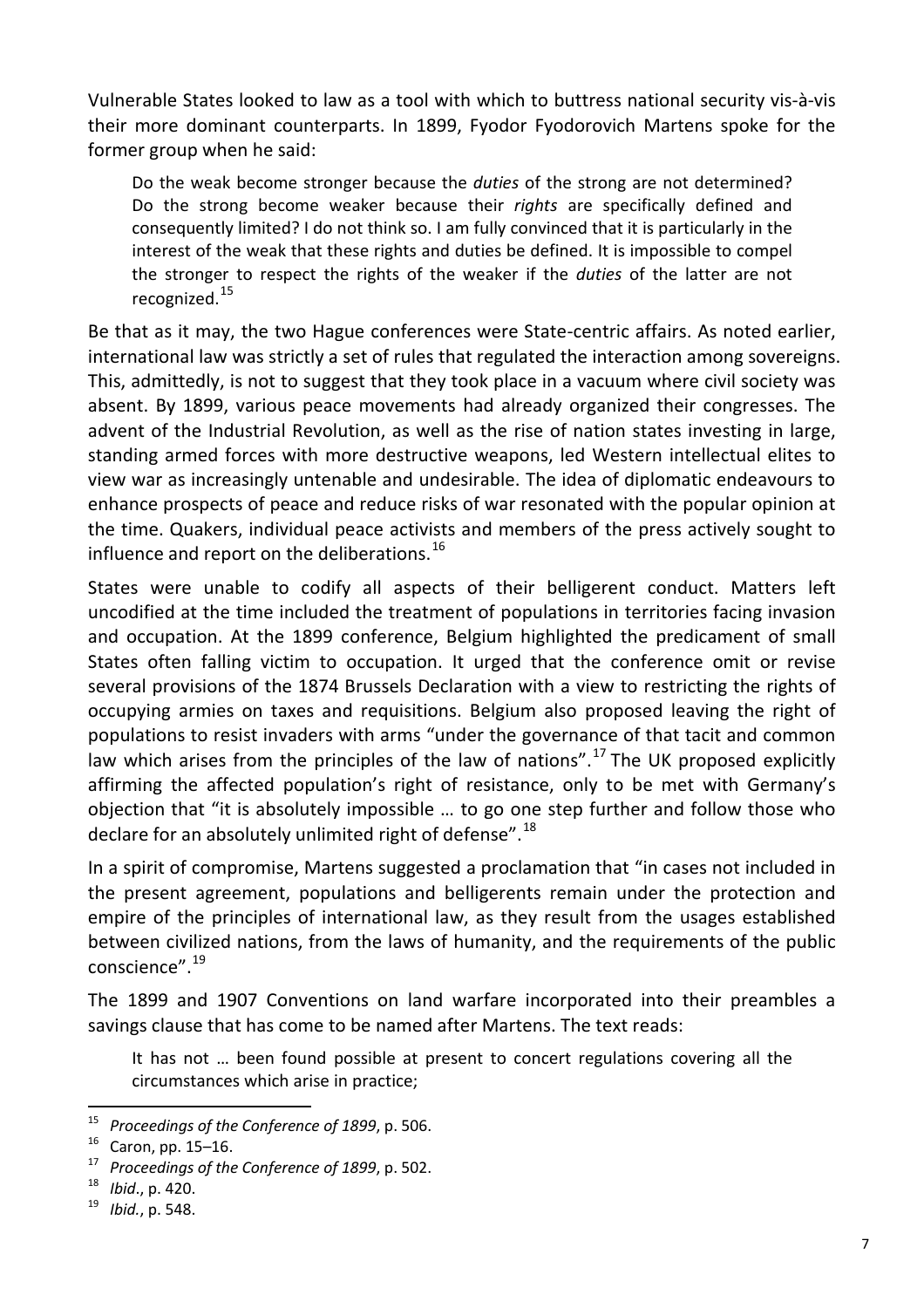Vulnerable States looked to law as a tool with which to buttress national security vis-à-vis their more dominant counterparts. In 1899, Fyodor Fyodorovich Martens spoke for the former group when he said:

> Do the weak become stronger because the *duties* of the strong are not determined? Do the strong become weaker because their *rights* are specifically defined and consequently limited? I do not think so. I am fully convinced that it is particularly in the interest of the weak that these rights and duties be defined. It is impossible to compel the stronger to respect the rights of the weaker if the *duties* of the latter are not recognized.[15]

Be that as it may, the two Hague conferences were State-centric affairs. As noted earlier, international law was strictly a set of rules that regulated the interaction among sovereigns. This, admittedly, is not to suggest that they took place in a vacuum where civil society was absent. By 1899, various peace movements had already organized their congresses. The advent of the Industrial Revolution, as well as the rise of nation states investing in large, standing armed forces with more destructive weapons, led Western intellectual elites to view war as increasingly untenable and undesirable. The idea of diplomatic endeavours to enhance prospects of peace and reduce risks of war resonated with the popular opinion at the time. Quakers, individual peace activists and members of the press actively sought to influence and report on the deliberations.[16]

States were unable to codify all aspects of their belligerent conduct. Matters left uncodified at the time included the treatment of populations in territories facing invasion and occupation. At the 1899 conference, Belgium highlighted the predicament of small States often falling victim to occupation. It urged that the conference omit or revise several provisions of the 1874 Brussels Declaration with a view to restricting the rights of occupying armies on taxes and requisitions. Belgium also proposed leaving the right of populations to resist invaders with arms "under the governance of that tacit and common law which arises from the principles of the law of nations".[17] The UK proposed explicitly affirming the affected population's right of resistance, only to be met with Germany's objection that "it is absolutely impossible … to go one step further and follow those who declare for an absolutely unlimited right of defense".[18]

In a spirit of compromise, Martens suggested a proclamation that "in cases not included in the present agreement, populations and belligerents remain under the protection and empire of the principles of international law, as they result from the usages established between civilized nations, from the laws of humanity, and the requirements of the public conscience".[19]

The 1899 and 1907 Conventions on land warfare incorporated into their preambles a savings clause that has come to be named after Martens. The text reads:

> It has not … been found possible at present to concert regulations covering all the circumstances which arise in practice;

---

[15] *Proceedings of the Conference of 1899*, p. 506.

[16] Caron, pp. 15–16.

[17] *Proceedings of the Conference of 1899*, p. 502.

[18] *Ibid*., p. 420.

[19] *Ibid.*, p. 548.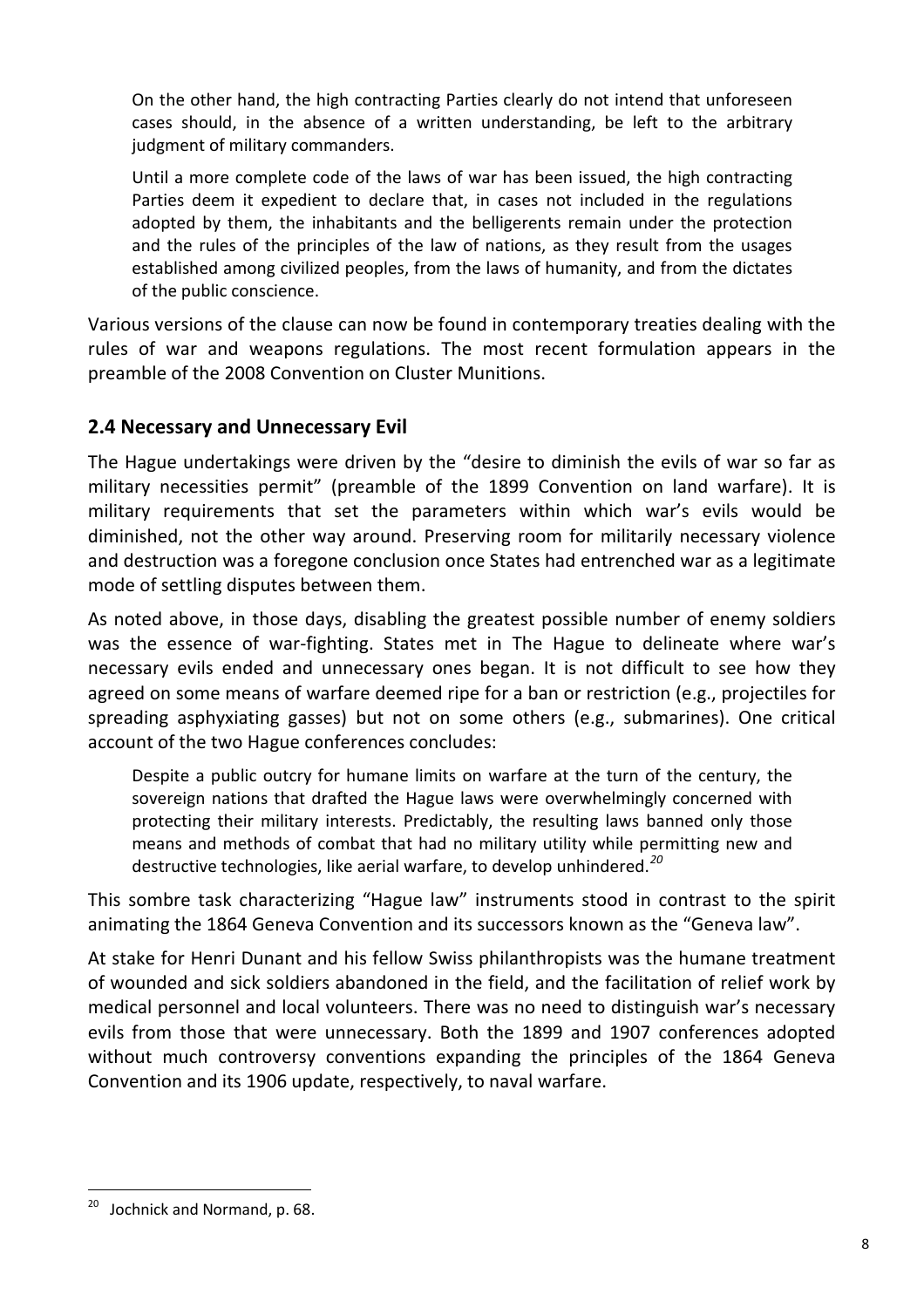> On the other hand, the high contracting Parties clearly do not intend that unforeseen cases should, in the absence of a written understanding, be left to the arbitrary judgment of military commanders.
>
> Until a more complete code of the laws of war has been issued, the high contracting Parties deem it expedient to declare that, in cases not included in the regulations adopted by them, the inhabitants and the belligerents remain under the protection and the rules of the principles of the law of nations, as they result from the usages established among civilized peoples, from the laws of humanity, and from the dictates of the public conscience.

Various versions of the clause can now be found in contemporary treaties dealing with the rules of war and weapons regulations. The most recent formulation appears in the preamble of the 2008 Convention on Cluster Munitions.

## 2.4 Necessary and Unnecessary Evil

The Hague undertakings were driven by the "desire to diminish the evils of war so far as military necessities permit" (preamble of the 1899 Convention on land warfare). It is military requirements that set the parameters within which war's evils would be diminished, not the other way around. Preserving room for militarily necessary violence and destruction was a foregone conclusion once States had entrenched war as a legitimate mode of settling disputes between them.

As noted above, in those days, disabling the greatest possible number of enemy soldiers was the essence of war-fighting. States met in The Hague to delineate where war's necessary evils ended and unnecessary ones began. It is not difficult to see how they agreed on some means of warfare deemed ripe for a ban or restriction (e.g., projectiles for spreading asphyxiating gasses) but not on some others (e.g., submarines). One critical account of the two Hague conferences concludes:

> Despite a public outcry for humane limits on warfare at the turn of the century, the sovereign nations that drafted the Hague laws were overwhelmingly concerned with protecting their military interests. Predictably, the resulting laws banned only those means and methods of combat that had no military utility while permitting new and destructive technologies, like aerial warfare, to develop unhindered.[20]

This sombre task characterizing "Hague law" instruments stood in contrast to the spirit animating the 1864 Geneva Convention and its successors known as the "Geneva law".

At stake for Henri Dunant and his fellow Swiss philanthropists was the humane treatment of wounded and sick soldiers abandoned in the field, and the facilitation of relief work by medical personnel and local volunteers. There was no need to distinguish war's necessary evils from those that were unnecessary. Both the 1899 and 1907 conferences adopted without much controversy conventions expanding the principles of the 1864 Geneva Convention and its 1906 update, respectively, to naval warfare.

---

[20] Jochnick and Normand, p. 68.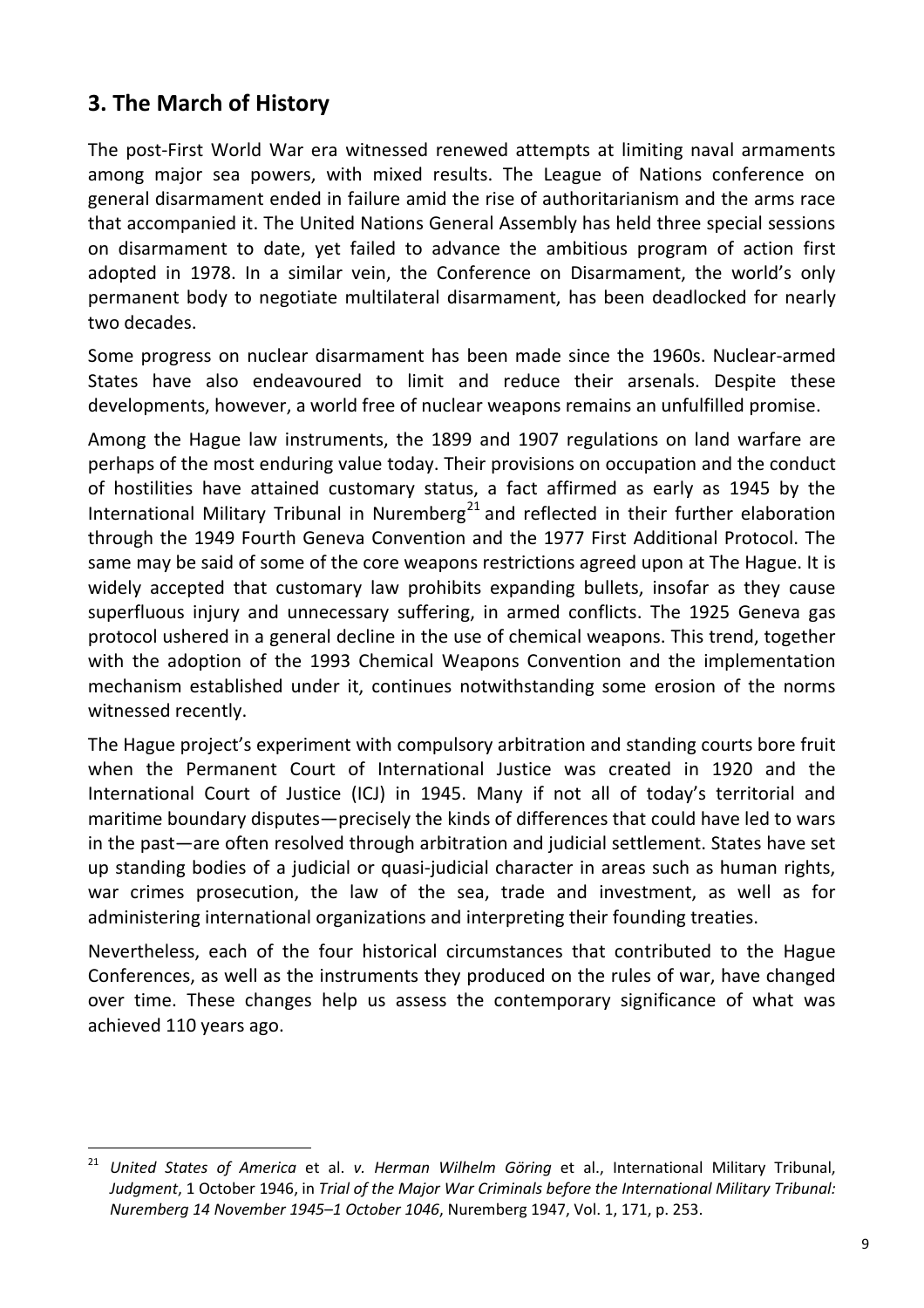## 3. The March of History

The post-First World War era witnessed renewed attempts at limiting naval armaments among major sea powers, with mixed results. The League of Nations conference on general disarmament ended in failure amid the rise of authoritarianism and the arms race that accompanied it. The United Nations General Assembly has held three special sessions on disarmament to date, yet failed to advance the ambitious program of action first adopted in 1978. In a similar vein, the Conference on Disarmament, the world's only permanent body to negotiate multilateral disarmament, has been deadlocked for nearly two decades.

Some progress on nuclear disarmament has been made since the 1960s. Nuclear-armed States have also endeavoured to limit and reduce their arsenals. Despite these developments, however, a world free of nuclear weapons remains an unfulfilled promise.

Among the Hague law instruments, the 1899 and 1907 regulations on land warfare are perhaps of the most enduring value today. Their provisions on occupation and the conduct of hostilities have attained customary status, a fact affirmed as early as 1945 by the International Military Tribunal in Nuremberg[21] and reflected in their further elaboration through the 1949 Fourth Geneva Convention and the 1977 First Additional Protocol. The same may be said of some of the core weapons restrictions agreed upon at The Hague. It is widely accepted that customary law prohibits expanding bullets, insofar as they cause superfluous injury and unnecessary suffering, in armed conflicts. The 1925 Geneva gas protocol ushered in a general decline in the use of chemical weapons. This trend, together with the adoption of the 1993 Chemical Weapons Convention and the implementation mechanism established under it, continues notwithstanding some erosion of the norms witnessed recently.

The Hague project's experiment with compulsory arbitration and standing courts bore fruit when the Permanent Court of International Justice was created in 1920 and the International Court of Justice (ICJ) in 1945. Many if not all of today's territorial and maritime boundary disputes—precisely the kinds of differences that could have led to wars in the past—are often resolved through arbitration and judicial settlement. States have set up standing bodies of a judicial or quasi-judicial character in areas such as human rights, war crimes prosecution, the law of the sea, trade and investment, as well as for administering international organizations and interpreting their founding treaties.

Nevertheless, each of the four historical circumstances that contributed to the Hague Conferences, as well as the instruments they produced on the rules of war, have changed over time. These changes help us assess the contemporary significance of what was achieved 110 years ago.

---

[21] *United States of America* et al. *v. Herman Wilhelm Göring* et al., International Military Tribunal, *Judgment*, 1 October 1946, in *Trial of the Major War Criminals before the International Military Tribunal: Nuremberg 14 November 1945–1 October 1046*, Nuremberg 1947, Vol. 1, 171, p. 253.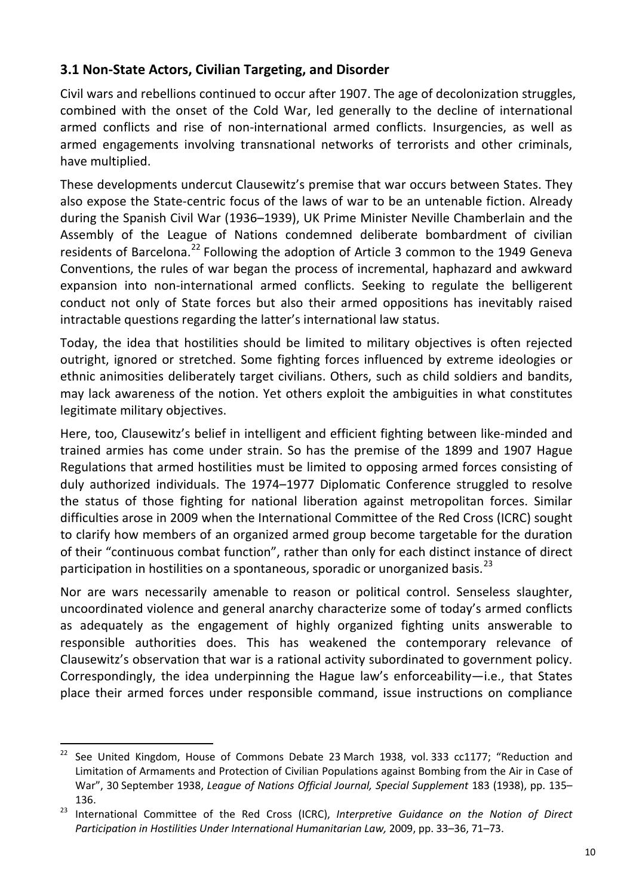### 3.1 Non-State Actors, Civilian Targeting, and Disorder

Civil wars and rebellions continued to occur after 1907. The age of decolonization struggles, combined with the onset of the Cold War, led generally to the decline of international armed conflicts and rise of non-international armed conflicts. Insurgencies, as well as armed engagements involving transnational networks of terrorists and other criminals, have multiplied.

These developments undercut Clausewitz's premise that war occurs between States. They also expose the State-centric focus of the laws of war to be an untenable fiction. Already during the Spanish Civil War (1936–1939), UK Prime Minister Neville Chamberlain and the Assembly of the League of Nations condemned deliberate bombardment of civilian residents of Barcelona.[22] Following the adoption of Article 3 common to the 1949 Geneva Conventions, the rules of war began the process of incremental, haphazard and awkward expansion into non-international armed conflicts. Seeking to regulate the belligerent conduct not only of State forces but also their armed oppositions has inevitably raised intractable questions regarding the latter's international law status.

Today, the idea that hostilities should be limited to military objectives is often rejected outright, ignored or stretched. Some fighting forces influenced by extreme ideologies or ethnic animosities deliberately target civilians. Others, such as child soldiers and bandits, may lack awareness of the notion. Yet others exploit the ambiguities in what constitutes legitimate military objectives.

Here, too, Clausewitz's belief in intelligent and efficient fighting between like-minded and trained armies has come under strain. So has the premise of the 1899 and 1907 Hague Regulations that armed hostilities must be limited to opposing armed forces consisting of duly authorized individuals. The 1974–1977 Diplomatic Conference struggled to resolve the status of those fighting for national liberation against metropolitan forces. Similar difficulties arose in 2009 when the International Committee of the Red Cross (ICRC) sought to clarify how members of an organized armed group become targetable for the duration of their "continuous combat function", rather than only for each distinct instance of direct participation in hostilities on a spontaneous, sporadic or unorganized basis.[23]

Nor are wars necessarily amenable to reason or political control. Senseless slaughter, uncoordinated violence and general anarchy characterize some of today's armed conflicts as adequately as the engagement of highly organized fighting units answerable to responsible authorities does. This has weakened the contemporary relevance of Clausewitz's observation that war is a rational activity subordinated to government policy. Correspondingly, the idea underpinning the Hague law's enforceability—i.e., that States place their armed forces under responsible command, issue instructions on compliance

---

[22] See United Kingdom, House of Commons Debate 23 March 1938, vol. 333 cc1177; "Reduction and Limitation of Armaments and Protection of Civilian Populations against Bombing from the Air in Case of War", 30 September 1938, *League of Nations Official Journal, Special Supplement* 183 (1938), pp. 135–136.

[23] International Committee of the Red Cross (ICRC), *Interpretive Guidance on the Notion of Direct Participation in Hostilities Under International Humanitarian Law,* 2009, pp. 33–36, 71–73.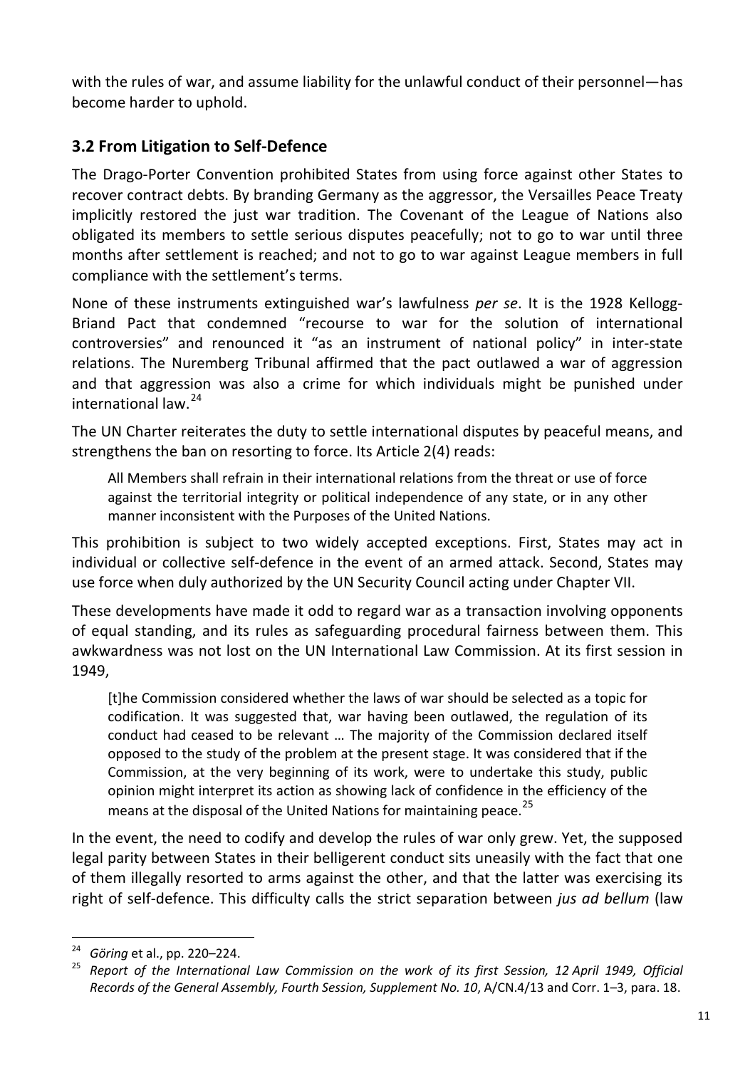with the rules of war, and assume liability for the unlawful conduct of their personnel—has become harder to uphold.

### 3.2 From Litigation to Self-Defence

The Drago-Porter Convention prohibited States from using force against other States to recover contract debts. By branding Germany as the aggressor, the Versailles Peace Treaty implicitly restored the just war tradition. The Covenant of the League of Nations also obligated its members to settle serious disputes peacefully; not to go to war until three months after settlement is reached; and not to go to war against League members in full compliance with the settlement's terms.

None of these instruments extinguished war's lawfulness *per se*. It is the 1928 Kellogg-Briand Pact that condemned "recourse to war for the solution of international controversies" and renounced it "as an instrument of national policy" in inter-state relations. The Nuremberg Tribunal affirmed that the pact outlawed a war of aggression and that aggression was also a crime for which individuals might be punished under international law.[24]

The UN Charter reiterates the duty to settle international disputes by peaceful means, and strengthens the ban on resorting to force. Its Article 2(4) reads:

> All Members shall refrain in their international relations from the threat or use of force against the territorial integrity or political independence of any state, or in any other manner inconsistent with the Purposes of the United Nations.

This prohibition is subject to two widely accepted exceptions. First, States may act in individual or collective self-defence in the event of an armed attack. Second, States may use force when duly authorized by the UN Security Council acting under Chapter VII.

These developments have made it odd to regard war as a transaction involving opponents of equal standing, and its rules as safeguarding procedural fairness between them. This awkwardness was not lost on the UN International Law Commission. At its first session in 1949,

> [t]he Commission considered whether the laws of war should be selected as a topic for codification. It was suggested that, war having been outlawed, the regulation of its conduct had ceased to be relevant … The majority of the Commission declared itself opposed to the study of the problem at the present stage. It was considered that if the Commission, at the very beginning of its work, were to undertake this study, public opinion might interpret its action as showing lack of confidence in the efficiency of the means at the disposal of the United Nations for maintaining peace.[25]

In the event, the need to codify and develop the rules of war only grew. Yet, the supposed legal parity between States in their belligerent conduct sits uneasily with the fact that one of them illegally resorted to arms against the other, and that the latter was exercising its right of self-defence. This difficulty calls the strict separation between *jus ad bellum* (law

---

[24] *Göring* et al., pp. 220–224.

[25] *Report of the International Law Commission on the work of its first Session, 12 April 1949, Official Records of the General Assembly, Fourth Session, Supplement No. 10*, A/CN.4/13 and Corr. 1–3, para. 18.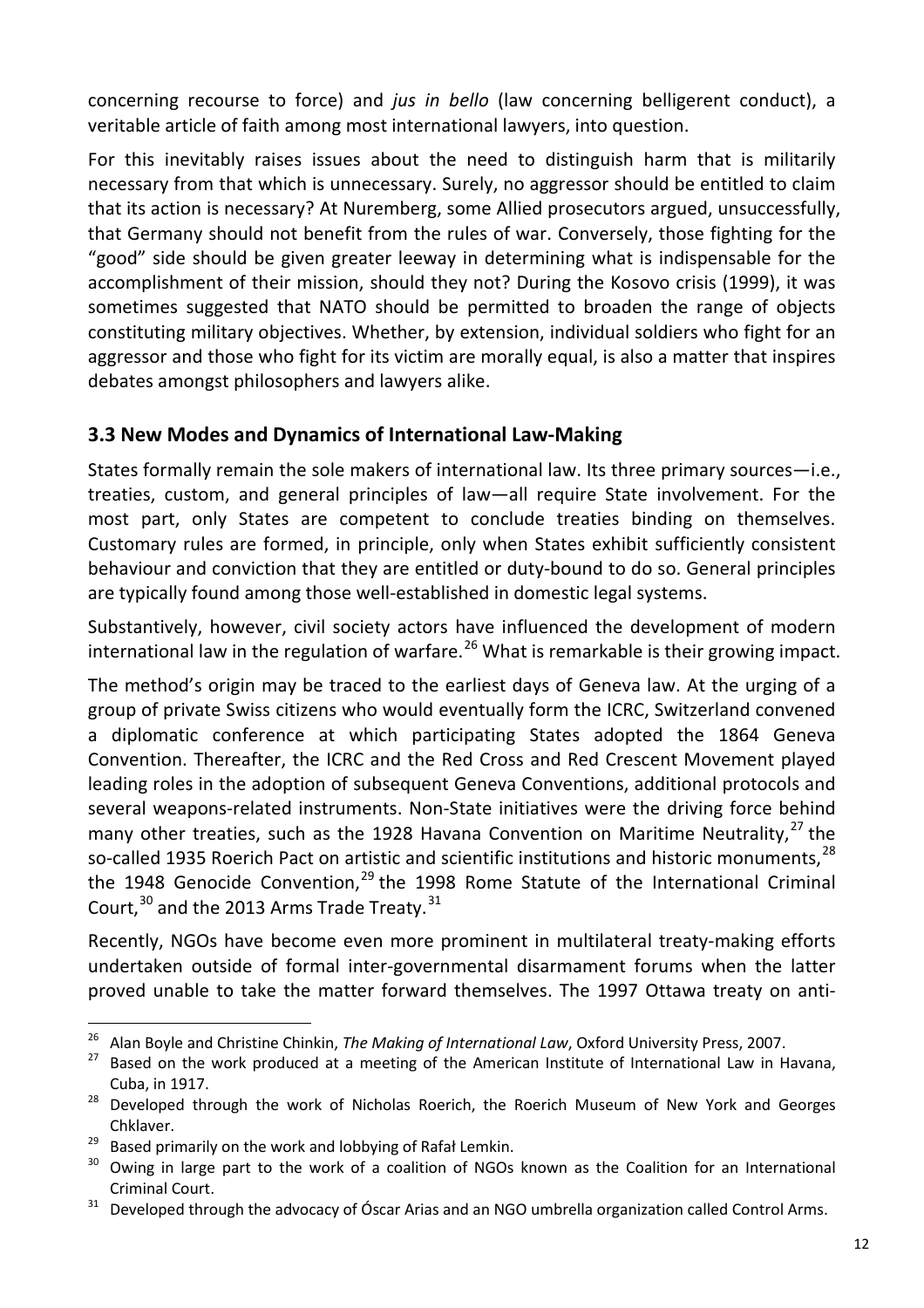concerning recourse to force) and *jus in bello* (law concerning belligerent conduct), a veritable article of faith among most international lawyers, into question.

For this inevitably raises issues about the need to distinguish harm that is militarily necessary from that which is unnecessary. Surely, no aggressor should be entitled to claim that its action is necessary? At Nuremberg, some Allied prosecutors argued, unsuccessfully, that Germany should not benefit from the rules of war. Conversely, those fighting for the "good" side should be given greater leeway in determining what is indispensable for the accomplishment of their mission, should they not? During the Kosovo crisis (1999), it was sometimes suggested that NATO should be permitted to broaden the range of objects constituting military objectives. Whether, by extension, individual soldiers who fight for an aggressor and those who fight for its victim are morally equal, is also a matter that inspires debates amongst philosophers and lawyers alike.

### 3.3 New Modes and Dynamics of International Law-Making

States formally remain the sole makers of international law. Its three primary sources—i.e., treaties, custom, and general principles of law—all require State involvement. For the most part, only States are competent to conclude treaties binding on themselves. Customary rules are formed, in principle, only when States exhibit sufficiently consistent behaviour and conviction that they are entitled or duty-bound to do so. General principles are typically found among those well-established in domestic legal systems.

Substantively, however, civil society actors have influenced the development of modern international law in the regulation of warfare.[26] What is remarkable is their growing impact.

The method's origin may be traced to the earliest days of Geneva law. At the urging of a group of private Swiss citizens who would eventually form the ICRC, Switzerland convened a diplomatic conference at which participating States adopted the 1864 Geneva Convention. Thereafter, the ICRC and the Red Cross and Red Crescent Movement played leading roles in the adoption of subsequent Geneva Conventions, additional protocols and several weapons-related instruments. Non-State initiatives were the driving force behind many other treaties, such as the 1928 Havana Convention on Maritime Neutrality,[27] the so-called 1935 Roerich Pact on artistic and scientific institutions and historic monuments,[28] the 1948 Genocide Convention,[29] the 1998 Rome Statute of the International Criminal Court,[30] and the 2013 Arms Trade Treaty.[31]

Recently, NGOs have become even more prominent in multilateral treaty-making efforts undertaken outside of formal inter-governmental disarmament forums when the latter proved unable to take the matter forward themselves. The 1997 Ottawa treaty on anti-

---

[26] Alan Boyle and Christine Chinkin, *The Making of International Law*, Oxford University Press, 2007.

[27] Based on the work produced at a meeting of the American Institute of International Law in Havana, Cuba, in 1917.

[28] Developed through the work of Nicholas Roerich, the Roerich Museum of New York and Georges Chklaver.

[29] Based primarily on the work and lobbying of Rafał Lemkin.

[30] Owing in large part to the work of a coalition of NGOs known as the Coalition for an International Criminal Court.

[31] Developed through the advocacy of Óscar Arias and an NGO umbrella organization called Control Arms.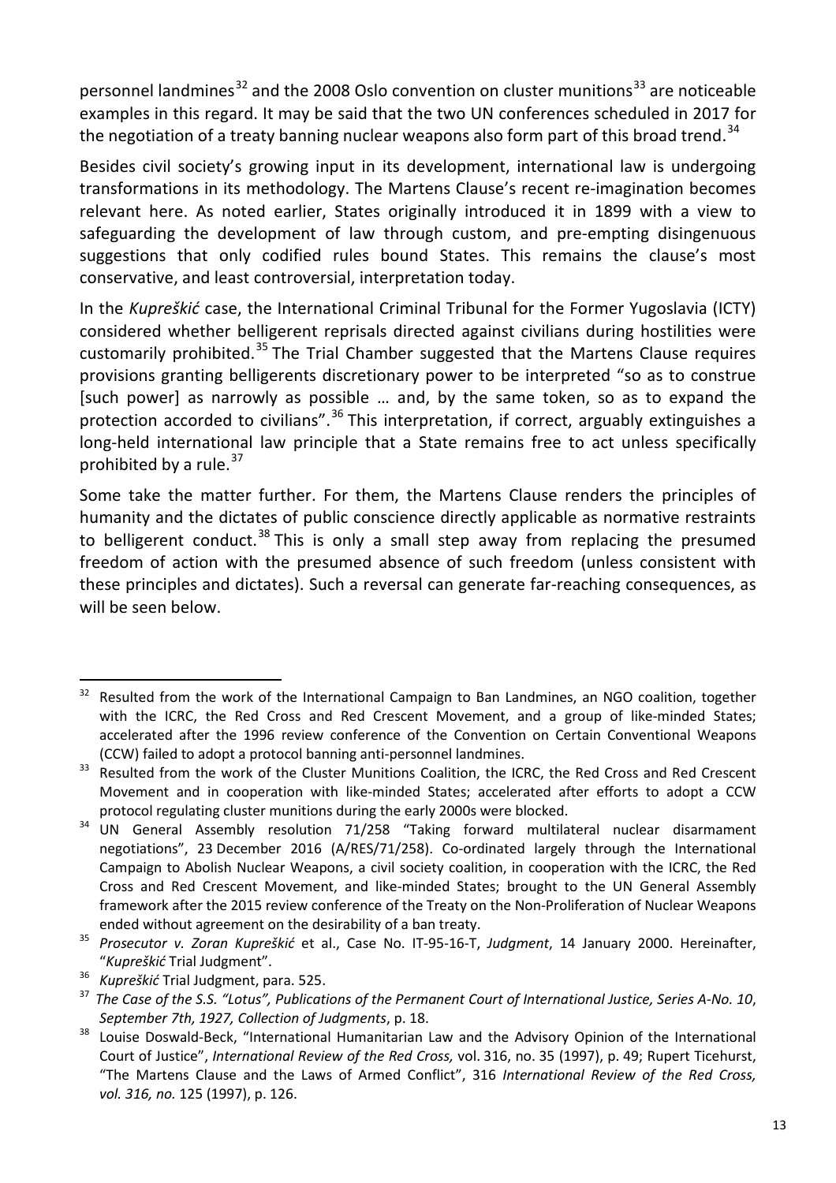personnel landmines[32] and the 2008 Oslo convention on cluster munitions[33] are noticeable examples in this regard. It may be said that the two UN conferences scheduled in 2017 for the negotiation of a treaty banning nuclear weapons also form part of this broad trend.[34]

Besides civil society's growing input in its development, international law is undergoing transformations in its methodology. The Martens Clause's recent re-imagination becomes relevant here. As noted earlier, States originally introduced it in 1899 with a view to safeguarding the development of law through custom, and pre-empting disingenuous suggestions that only codified rules bound States. This remains the clause's most conservative, and least controversial, interpretation today.

In the *Kupreškić* case, the International Criminal Tribunal for the Former Yugoslavia (ICTY) considered whether belligerent reprisals directed against civilians during hostilities were customarily prohibited.[35] The Trial Chamber suggested that the Martens Clause requires provisions granting belligerents discretionary power to be interpreted "so as to construe [such power] as narrowly as possible … and, by the same token, so as to expand the protection accorded to civilians".[36] This interpretation, if correct, arguably extinguishes a long-held international law principle that a State remains free to act unless specifically prohibited by a rule.[37]

Some take the matter further. For them, the Martens Clause renders the principles of humanity and the dictates of public conscience directly applicable as normative restraints to belligerent conduct.[38] This is only a small step away from replacing the presumed freedom of action with the presumed absence of such freedom (unless consistent with these principles and dictates). Such a reversal can generate far-reaching consequences, as will be seen below.

---

[32] Resulted from the work of the International Campaign to Ban Landmines, an NGO coalition, together with the ICRC, the Red Cross and Red Crescent Movement, and a group of like-minded States; accelerated after the 1996 review conference of the Convention on Certain Conventional Weapons (CCW) failed to adopt a protocol banning anti-personnel landmines.

[33] Resulted from the work of the Cluster Munitions Coalition, the ICRC, the Red Cross and Red Crescent Movement and in cooperation with like-minded States; accelerated after efforts to adopt a CCW protocol regulating cluster munitions during the early 2000s were blocked.

[34] UN General Assembly resolution 71/258 "Taking forward multilateral nuclear disarmament negotiations", 23 December 2016 (A/RES/71/258). Co-ordinated largely through the International Campaign to Abolish Nuclear Weapons, a civil society coalition, in cooperation with the ICRC, the Red Cross and Red Crescent Movement, and like-minded States; brought to the UN General Assembly framework after the 2015 review conference of the Treaty on the Non-Proliferation of Nuclear Weapons ended without agreement on the desirability of a ban treaty.

[35] *Prosecutor v. Zoran Kupreškić* et al., Case No. IT-95-16-T, *Judgment*, 14 January 2000. Hereinafter, "*Kupreškić* Trial Judgment".

[36] *Kupreškić* Trial Judgment, para. 525.

[37] *The Case of the S.S. "Lotus", Publications of the Permanent Court of International Justice, Series A-No. 10, September 7th, 1927, Collection of Judgments*, p. 18.

[38] Louise Doswald-Beck, "International Humanitarian Law and the Advisory Opinion of the International Court of Justice", *International Review of the Red Cross,* vol. 316, no. 35 (1997), p. 49; Rupert Ticehurst, "The Martens Clause and the Laws of Armed Conflict", 316 *International Review of the Red Cross, vol. 316, no.* 125 (1997), p. 126.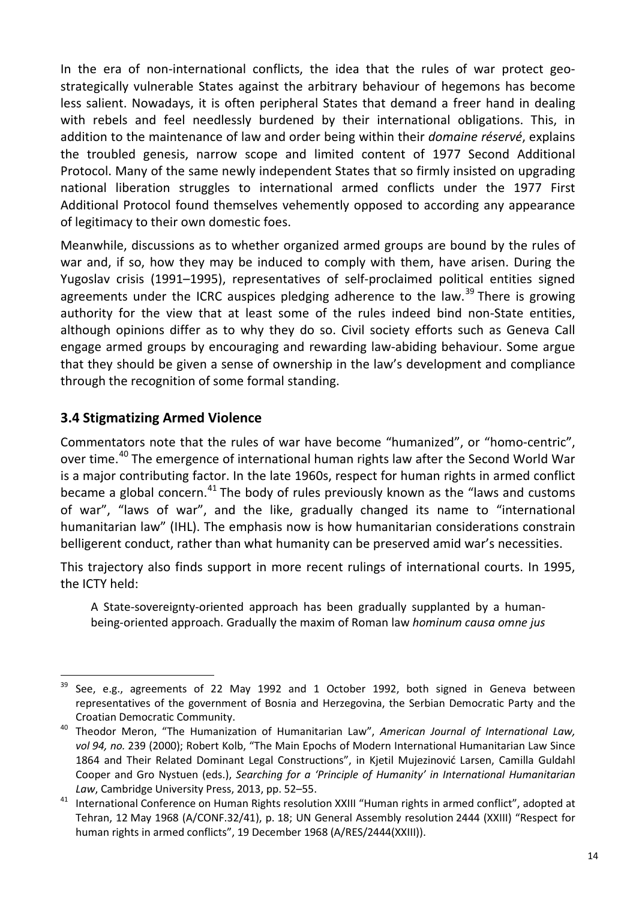In the era of non-international conflicts, the idea that the rules of war protect geo-strategically vulnerable States against the arbitrary behaviour of hegemons has become less salient. Nowadays, it is often peripheral States that demand a freer hand in dealing with rebels and feel needlessly burdened by their international obligations. This, in addition to the maintenance of law and order being within their *domaine réservé*, explains the troubled genesis, narrow scope and limited content of 1977 Second Additional Protocol. Many of the same newly independent States that so firmly insisted on upgrading national liberation struggles to international armed conflicts under the 1977 First Additional Protocol found themselves vehemently opposed to according any appearance of legitimacy to their own domestic foes.

Meanwhile, discussions as to whether organized armed groups are bound by the rules of war and, if so, how they may be induced to comply with them, have arisen. During the Yugoslav crisis (1991–1995), representatives of self-proclaimed political entities signed agreements under the ICRC auspices pledging adherence to the law.[39] There is growing authority for the view that at least some of the rules indeed bind non-State entities, although opinions differ as to why they do so. Civil society efforts such as Geneva Call engage armed groups by encouraging and rewarding law-abiding behaviour. Some argue that they should be given a sense of ownership in the law's development and compliance through the recognition of some formal standing.

### 3.4 Stigmatizing Armed Violence

Commentators note that the rules of war have become "humanized", or "homo-centric", over time.[40] The emergence of international human rights law after the Second World War is a major contributing factor. In the late 1960s, respect for human rights in armed conflict became a global concern.[41] The body of rules previously known as the "laws and customs of war", "laws of war", and the like, gradually changed its name to "international humanitarian law" (IHL). The emphasis now is how humanitarian considerations constrain belligerent conduct, rather than what humanity can be preserved amid war's necessities.

This trajectory also finds support in more recent rulings of international courts. In 1995, the ICTY held:

> A State-sovereignty-oriented approach has been gradually supplanted by a human-being-oriented approach. Gradually the maxim of Roman law *hominum causa omne jus*

---

[39] See, e.g., agreements of 22 May 1992 and 1 October 1992, both signed in Geneva between representatives of the government of Bosnia and Herzegovina, the Serbian Democratic Party and the Croatian Democratic Community.

[40] Theodor Meron, "The Humanization of Humanitarian Law", *American Journal of International Law, vol 94, no.* 239 (2000); Robert Kolb, "The Main Epochs of Modern International Humanitarian Law Since 1864 and Their Related Dominant Legal Constructions", in Kjetil Mujezinović Larsen, Camilla Guldahl Cooper and Gro Nystuen (eds.), *Searching for a 'Principle of Humanity' in International Humanitarian Law*, Cambridge University Press, 2013, pp. 52–55.

[41] International Conference on Human Rights resolution XXIII "Human rights in armed conflict", adopted at Tehran, 12 May 1968 (A/CONF.32/41), p. 18; UN General Assembly resolution 2444 (XXIII) "Respect for human rights in armed conflicts", 19 December 1968 (A/RES/2444(XXIII)).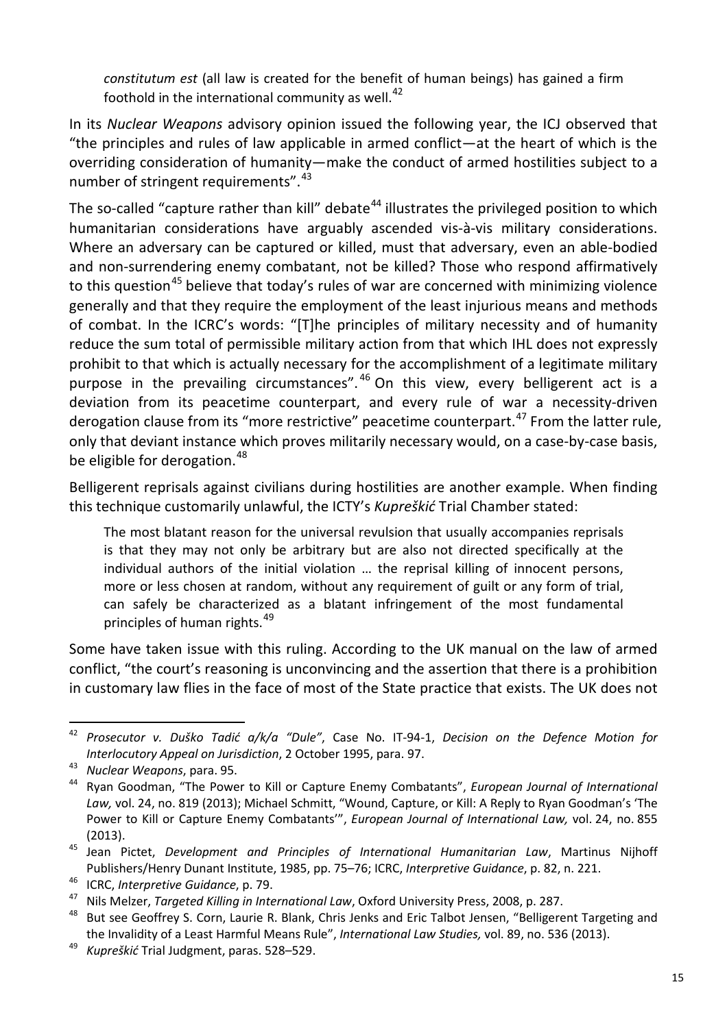*constitutum est* (all law is created for the benefit of human beings) has gained a firm foothold in the international community as well.[42]

In its *Nuclear Weapons* advisory opinion issued the following year, the ICJ observed that "the principles and rules of law applicable in armed conflict—at the heart of which is the overriding consideration of humanity—make the conduct of armed hostilities subject to a number of stringent requirements".[43]

The so-called "capture rather than kill" debate[44] illustrates the privileged position to which humanitarian considerations have arguably ascended vis-à-vis military considerations. Where an adversary can be captured or killed, must that adversary, even an able-bodied and non-surrendering enemy combatant, not be killed? Those who respond affirmatively to this question[45] believe that today's rules of war are concerned with minimizing violence generally and that they require the employment of the least injurious means and methods of combat. In the ICRC's words: "[T]he principles of military necessity and of humanity reduce the sum total of permissible military action from that which IHL does not expressly prohibit to that which is actually necessary for the accomplishment of a legitimate military purpose in the prevailing circumstances".[46] On this view, every belligerent act is a deviation from its peacetime counterpart, and every rule of war a necessity-driven derogation clause from its "more restrictive" peacetime counterpart.[47] From the latter rule, only that deviant instance which proves militarily necessary would, on a case-by-case basis, be eligible for derogation.[48]

Belligerent reprisals against civilians during hostilities are another example. When finding this technique customarily unlawful, the ICTY's *Kupreškić* Trial Chamber stated:

> The most blatant reason for the universal revulsion that usually accompanies reprisals is that they may not only be arbitrary but are also not directed specifically at the individual authors of the initial violation … the reprisal killing of innocent persons, more or less chosen at random, without any requirement of guilt or any form of trial, can safely be characterized as a blatant infringement of the most fundamental principles of human rights.[49]

Some have taken issue with this ruling. According to the UK manual on the law of armed conflict, "the court's reasoning is unconvincing and the assertion that there is a prohibition in customary law flies in the face of most of the State practice that exists. The UK does not

---

[42] *Prosecutor v. Duško Tadić a/k/a "Dule"*, Case No. IT-94-1, *Decision on the Defence Motion for Interlocutory Appeal on Jurisdiction*, 2 October 1995, para. 97.

[43] *Nuclear Weapons*, para. 95.

[44] Ryan Goodman, "The Power to Kill or Capture Enemy Combatants", *European Journal of International Law,* vol. 24, no. 819 (2013); Michael Schmitt, "Wound, Capture, or Kill: A Reply to Ryan Goodman's 'The Power to Kill or Capture Enemy Combatants'", *European Journal of International Law,* vol. 24, no. 855 (2013).

[45] Jean Pictet, *Development and Principles of International Humanitarian Law*, Martinus Nijhoff Publishers/Henry Dunant Institute, 1985, pp. 75–76; ICRC, *Interpretive Guidance*, p. 82, n. 221.

[46] ICRC, *Interpretive Guidance*, p. 79.

[47] Nils Melzer, *Targeted Killing in International Law*, Oxford University Press, 2008, p. 287.

[48] But see Geoffrey S. Corn, Laurie R. Blank, Chris Jenks and Eric Talbot Jensen, "Belligerent Targeting and the Invalidity of a Least Harmful Means Rule", *International Law Studies,* vol. 89, no. 536 (2013).

[49] *Kupreškić* Trial Judgment, paras. 528–529.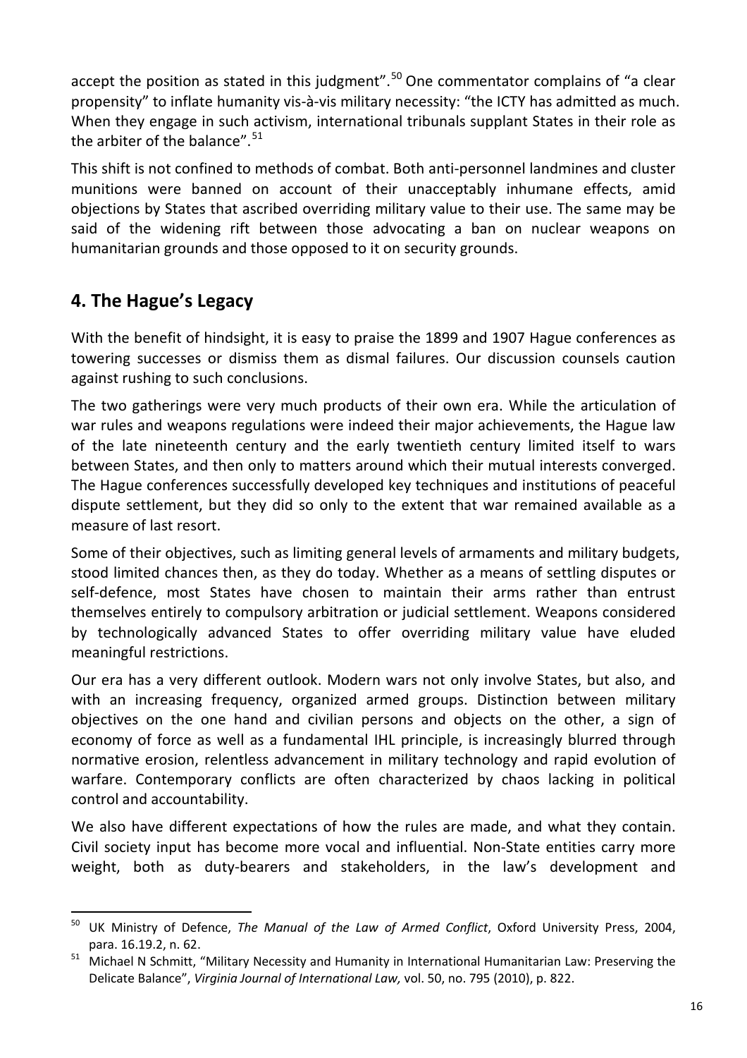accept the position as stated in this judgment".[50] One commentator complains of "a clear propensity" to inflate humanity vis-à-vis military necessity: "the ICTY has admitted as much. When they engage in such activism, international tribunals supplant States in their role as the arbiter of the balance".[51]

This shift is not confined to methods of combat. Both anti-personnel landmines and cluster munitions were banned on account of their unacceptably inhumane effects, amid objections by States that ascribed overriding military value to their use. The same may be said of the widening rift between those advocating a ban on nuclear weapons on humanitarian grounds and those opposed to it on security grounds.

## 4. The Hague's Legacy

With the benefit of hindsight, it is easy to praise the 1899 and 1907 Hague conferences as towering successes or dismiss them as dismal failures. Our discussion counsels caution against rushing to such conclusions.

The two gatherings were very much products of their own era. While the articulation of war rules and weapons regulations were indeed their major achievements, the Hague law of the late nineteenth century and the early twentieth century limited itself to wars between States, and then only to matters around which their mutual interests converged. The Hague conferences successfully developed key techniques and institutions of peaceful dispute settlement, but they did so only to the extent that war remained available as a measure of last resort.

Some of their objectives, such as limiting general levels of armaments and military budgets, stood limited chances then, as they do today. Whether as a means of settling disputes or self-defence, most States have chosen to maintain their arms rather than entrust themselves entirely to compulsory arbitration or judicial settlement. Weapons considered by technologically advanced States to offer overriding military value have eluded meaningful restrictions.

Our era has a very different outlook. Modern wars not only involve States, but also, and with an increasing frequency, organized armed groups. Distinction between military objectives on the one hand and civilian persons and objects on the other, a sign of economy of force as well as a fundamental IHL principle, is increasingly blurred through normative erosion, relentless advancement in military technology and rapid evolution of warfare. Contemporary conflicts are often characterized by chaos lacking in political control and accountability.

We also have different expectations of how the rules are made, and what they contain. Civil society input has become more vocal and influential. Non-State entities carry more weight, both as duty-bearers and stakeholders, in the law's development and

---

[50] UK Ministry of Defence, *The Manual of the Law of Armed Conflict*, Oxford University Press, 2004, para. 16.19.2, n. 62.

[51] Michael N Schmitt, "Military Necessity and Humanity in International Humanitarian Law: Preserving the Delicate Balance", *Virginia Journal of International Law,* vol. 50, no. 795 (2010), p. 822.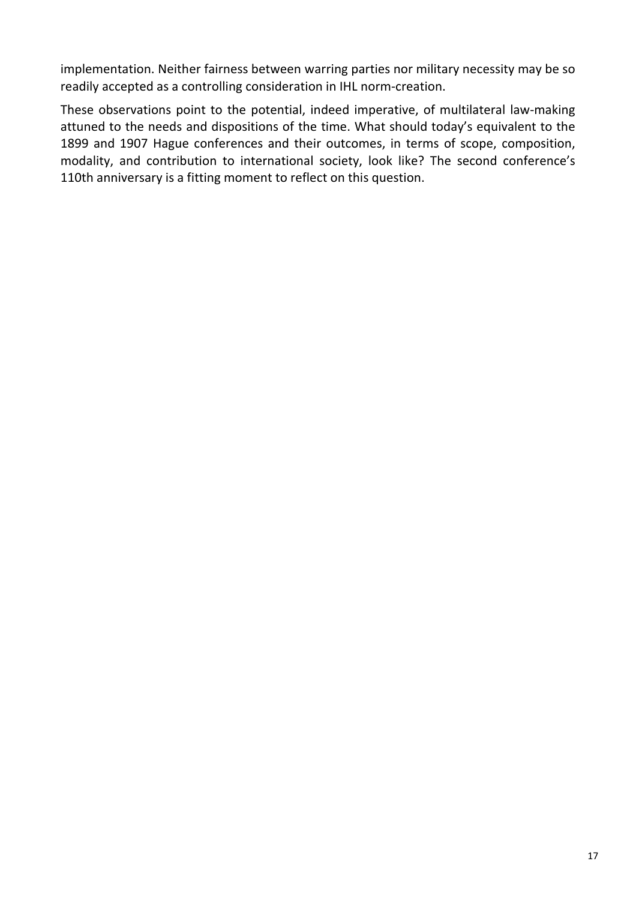implementation. Neither fairness between warring parties nor military necessity may be so readily accepted as a controlling consideration in IHL norm-creation.

These observations point to the potential, indeed imperative, of multilateral law-making attuned to the needs and dispositions of the time. What should today's equivalent to the 1899 and 1907 Hague conferences and their outcomes, in terms of scope, composition, modality, and contribution to international society, look like? The second conference's 110th anniversary is a fitting moment to reflect on this question.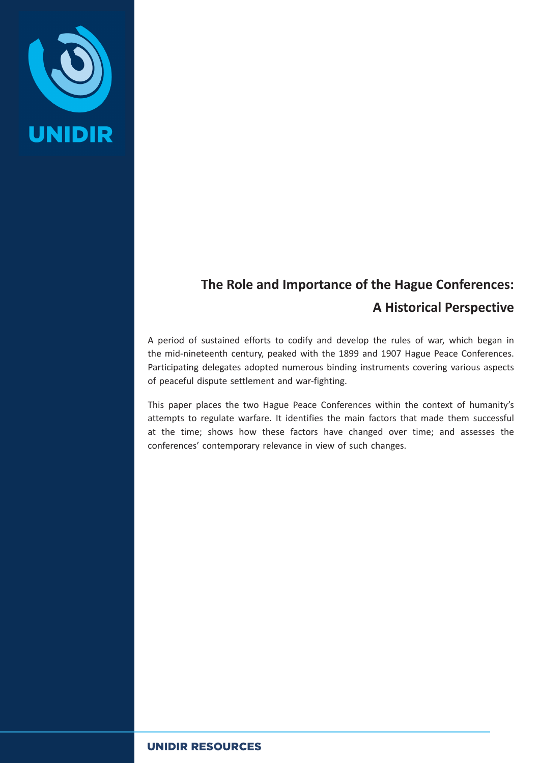UNIDIR

# The Role and Importance of the Hague Conferences: A Historical Perspective

A period of sustained efforts to codify and develop the rules of war, which began in the mid-nineteenth century, peaked with the 1899 and 1907 Hague Peace Conferences. Participating delegates adopted numerous binding instruments covering various aspects of peaceful dispute settlement and war-fighting.

This paper places the two Hague Peace Conferences within the context of humanity's attempts to regulate warfare. It identifies the main factors that made them successful at the time; shows how these factors have changed over time; and assesses the conferences' contemporary relevance in view of such changes.

UNIDIR RESOURCES